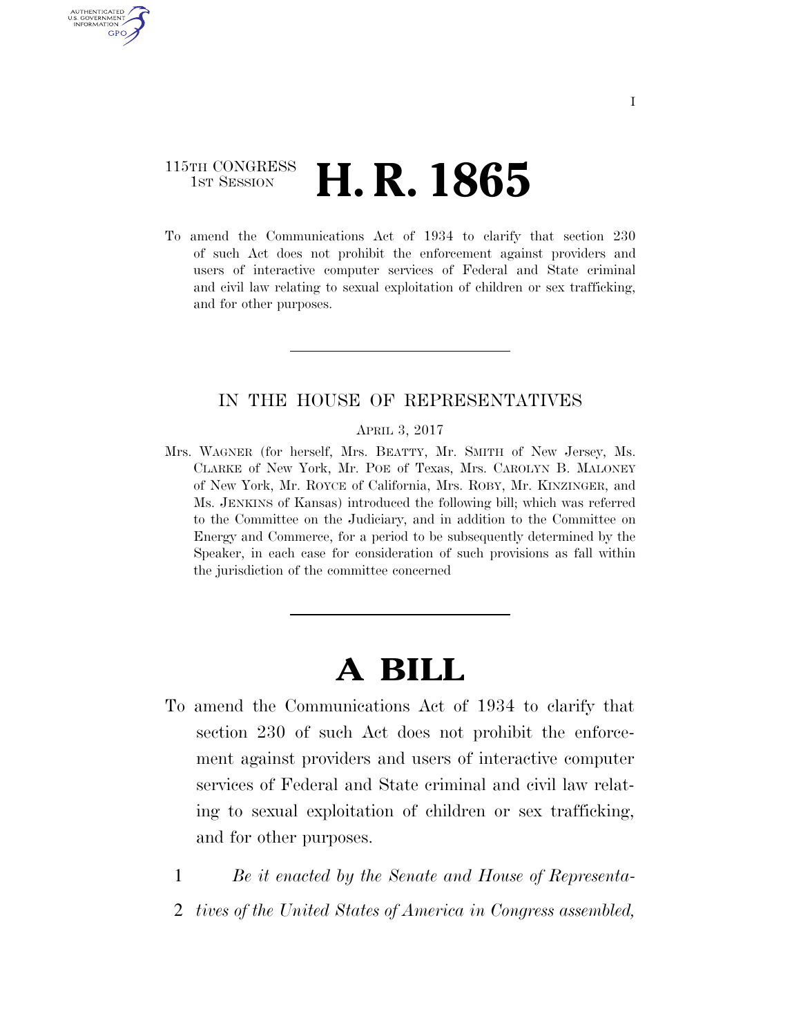115TH CONGRESS
1ST SESSION

# H. R. 1865

To amend the Communications Act of 1934 to clarify that section 230 of such Act does not prohibit the enforcement against providers and users of interactive computer services of Federal and State criminal and civil law relating to sexual exploitation of children or sex trafficking, and for other purposes.

---

IN THE HOUSE OF REPRESENTATIVES

APRIL 3, 2017

Mrs. WAGNER (for herself, Mrs. BEATTY, Mr. SMITH of New Jersey, Ms. CLARKE of New York, Mr. POE of Texas, Mrs. CAROLYN B. MALONEY of New York, Mr. ROYCE of California, Mrs. ROBY, Mr. KINZINGER, and Ms. JENKINS of Kansas) introduced the following bill; which was referred to the Committee on the Judiciary, and in addition to the Committee on Energy and Commerce, for a period to be subsequently determined by the Speaker, in each case for consideration of such provisions as fall within the jurisdiction of the committee concerned

---

# A BILL

To amend the Communications Act of 1934 to clarify that section 230 of such Act does not prohibit the enforcement against providers and users of interactive computer services of Federal and State criminal and civil law relating to sexual exploitation of children or sex trafficking, and for other purposes.

1 *Be it enacted by the Senate and House of Representa-*
2 *tives of the United States of America in Congress assembled,*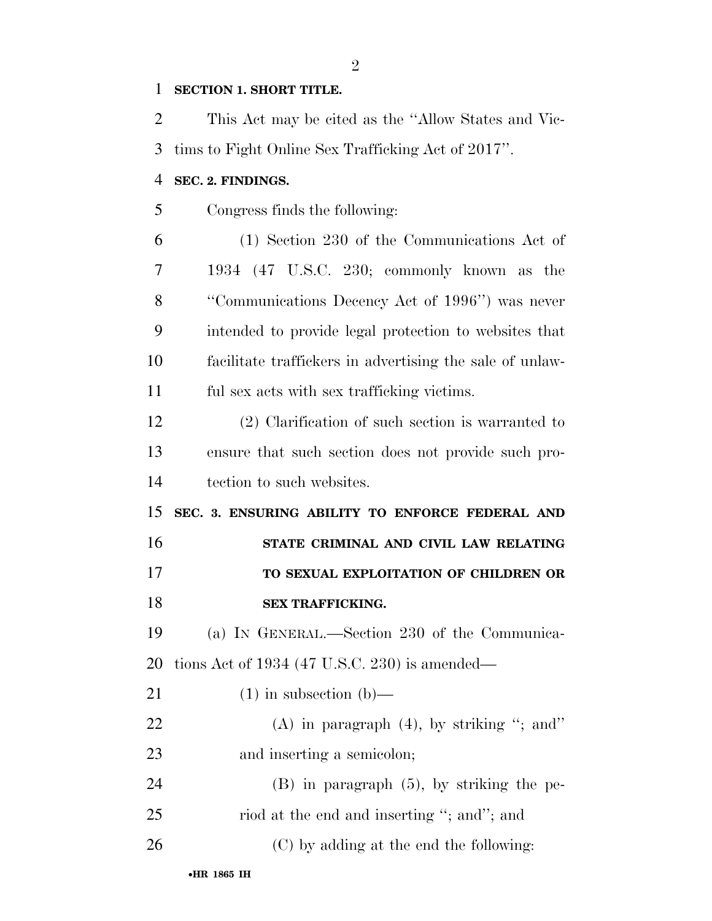**SECTION 1. SHORT TITLE.**

This Act may be cited as the "Allow States and Victims to Fight Online Sex Trafficking Act of 2017".

**SEC. 2. FINDINGS.**

Congress finds the following:

(1) Section 230 of the Communications Act of 1934 (47 U.S.C. 230; commonly known as the "Communications Decency Act of 1996") was never intended to provide legal protection to websites that facilitate traffickers in advertising the sale of unlawful sex acts with sex trafficking victims.

(2) Clarification of such section is warranted to ensure that such section does not provide such protection to such websites.

**SEC. 3. ENSURING ABILITY TO ENFORCE FEDERAL AND STATE CRIMINAL AND CIVIL LAW RELATING TO SEXUAL EXPLOITATION OF CHILDREN OR SEX TRAFFICKING.**

(a) IN GENERAL.—Section 230 of the Communications Act of 1934 (47 U.S.C. 230) is amended—

(1) in subsection (b)—

(A) in paragraph (4), by striking "; and" and inserting a semicolon;

(B) in paragraph (5), by striking the period at the end and inserting "; and"; and

(C) by adding at the end the following: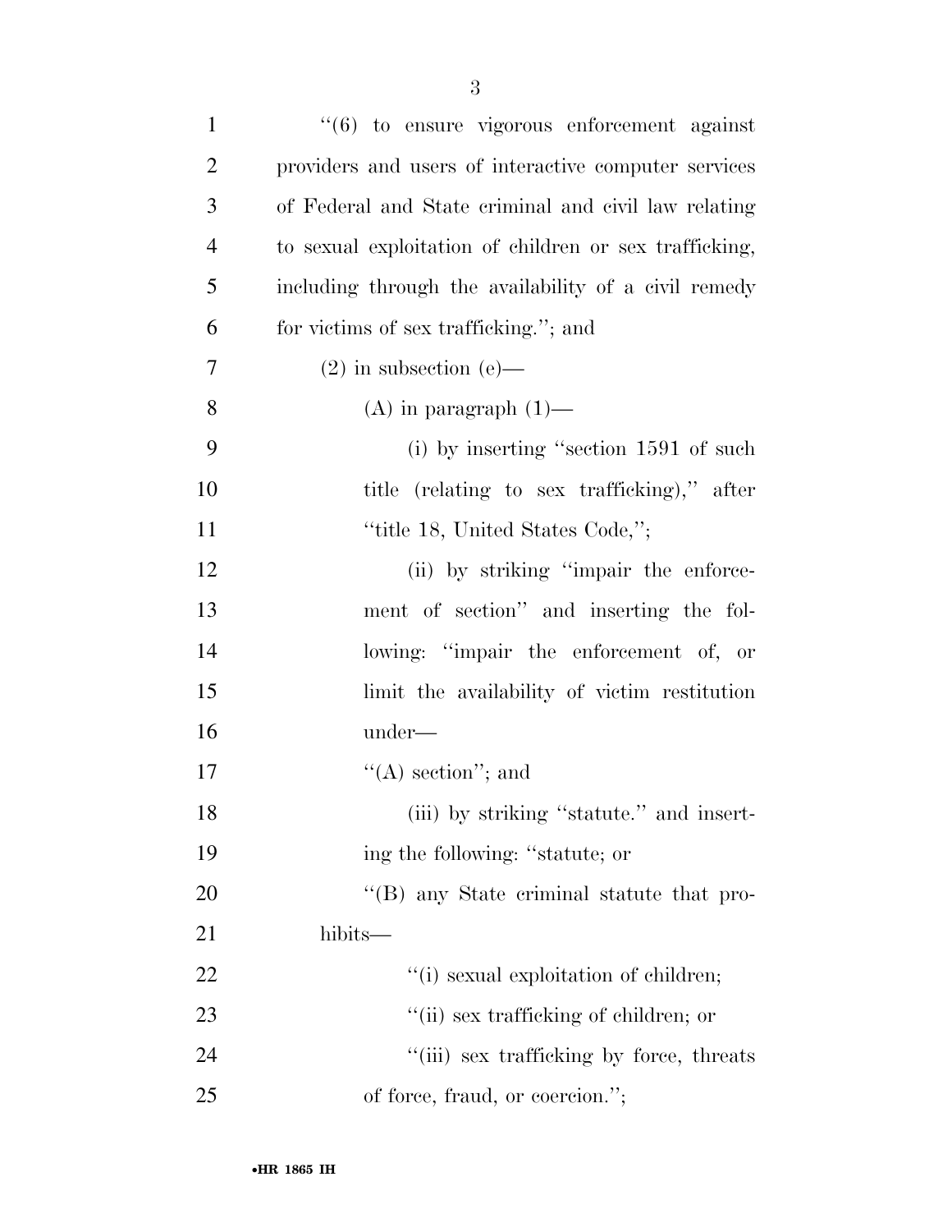''(6) to ensure vigorous enforcement against providers and users of interactive computer services of Federal and State criminal and civil law relating to sexual exploitation of children or sex trafficking, including through the availability of a civil remedy for victims of sex trafficking.''; and

(2) in subsection (e)—

(A) in paragraph (1)—

(i) by inserting ''section 1591 of such title (relating to sex trafficking),'' after ''title 18, United States Code,'';

(ii) by striking ''impair the enforcement of section'' and inserting the following: ''impair the enforcement of, or limit the availability of victim restitution under—

''(A) section''; and

(iii) by striking ''statute.'' and inserting the following: ''statute; or

''(B) any State criminal statute that prohibits—

''(i) sexual exploitation of children;

''(ii) sex trafficking of children; or

''(iii) sex trafficking by force, threats of force, fraud, or coercion.'';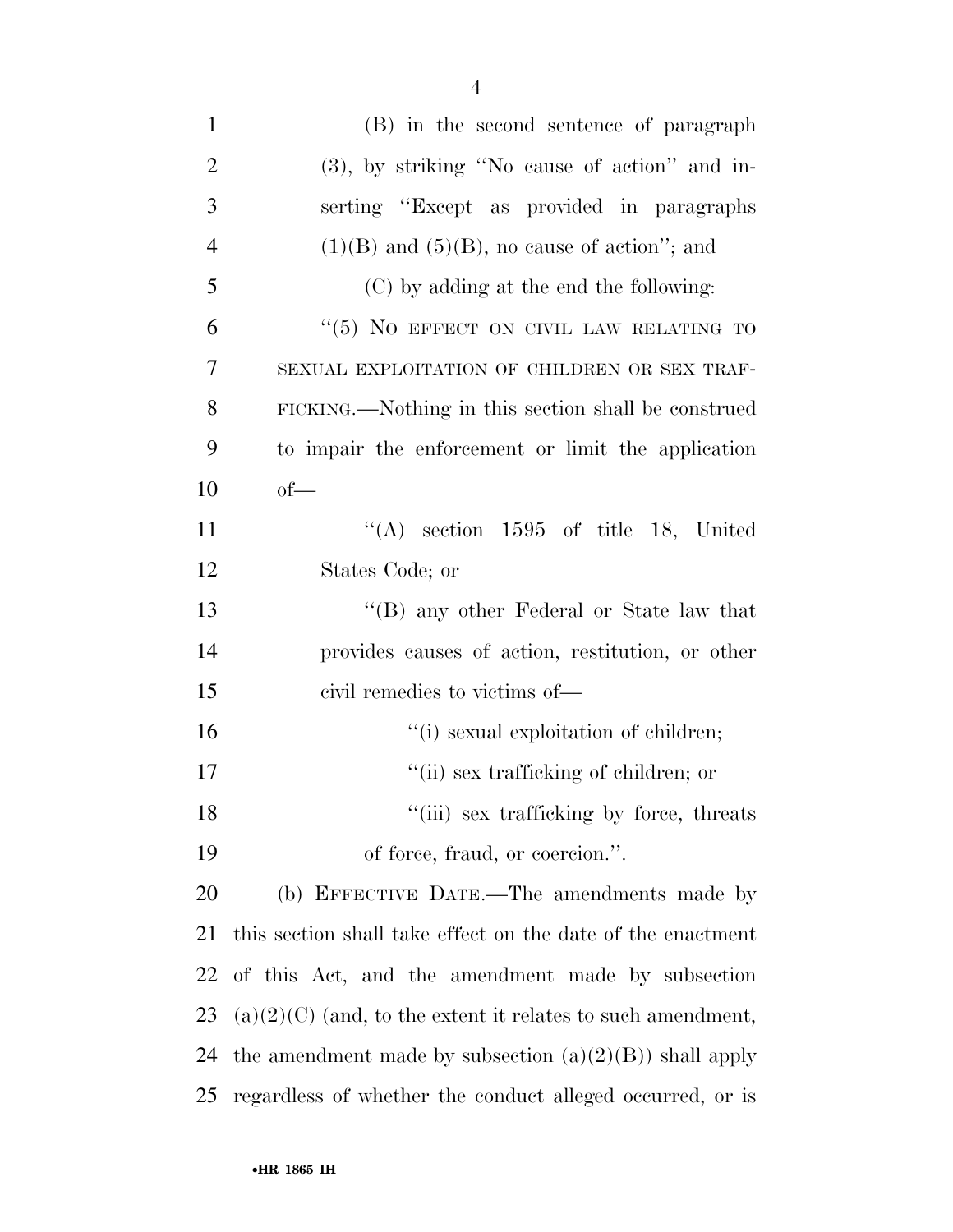(B) in the second sentence of paragraph (3), by striking "No cause of action" and inserting "Except as provided in paragraphs (1)(B) and (5)(B), no cause of action"; and

(C) by adding at the end the following:

"(5) NO EFFECT ON CIVIL LAW RELATING TO SEXUAL EXPLOITATION OF CHILDREN OR SEX TRAFFICKING.—Nothing in this section shall be construed to impair the enforcement or limit the application of—

"(A) section 1595 of title 18, United States Code; or

"(B) any other Federal or State law that provides causes of action, restitution, or other civil remedies to victims of—

"(i) sexual exploitation of children;

"(ii) sex trafficking of children; or

"(iii) sex trafficking by force, threats of force, fraud, or coercion.".

(b) EFFECTIVE DATE.—The amendments made by this section shall take effect on the date of the enactment of this Act, and the amendment made by subsection (a)(2)(C) (and, to the extent it relates to such amendment, the amendment made by subsection (a)(2)(B)) shall apply regardless of whether the conduct alleged occurred, or is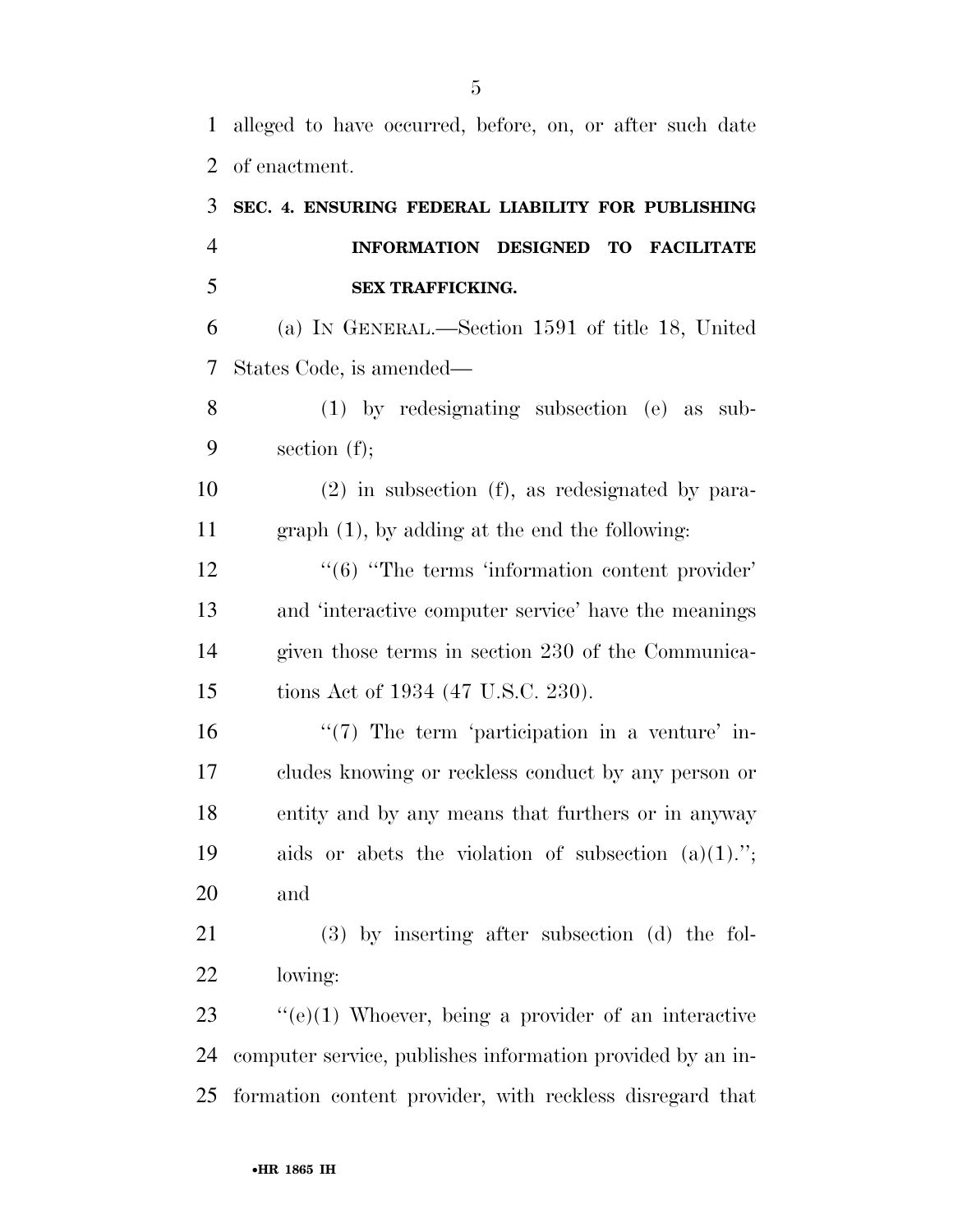alleged to have occurred, before, on, or after such date of enactment.

**SEC. 4. ENSURING FEDERAL LIABILITY FOR PUBLISHING INFORMATION DESIGNED TO FACILITATE SEX TRAFFICKING.**

(a) IN GENERAL.—Section 1591 of title 18, United States Code, is amended—

(1) by redesignating subsection (e) as subsection (f);

(2) in subsection (f), as redesignated by paragraph (1), by adding at the end the following:

"(6) "The terms 'information content provider' and 'interactive computer service' have the meanings given those terms in section 230 of the Communications Act of 1934 (47 U.S.C. 230).

"(7) The term 'participation in a venture' includes knowing or reckless conduct by any person or entity and by any means that furthers or in anyway aids or abets the violation of subsection (a)(1)."; and

(3) by inserting after subsection (d) the following:

"(e)(1) Whoever, being a provider of an interactive computer service, publishes information provided by an information content provider, with reckless disregard that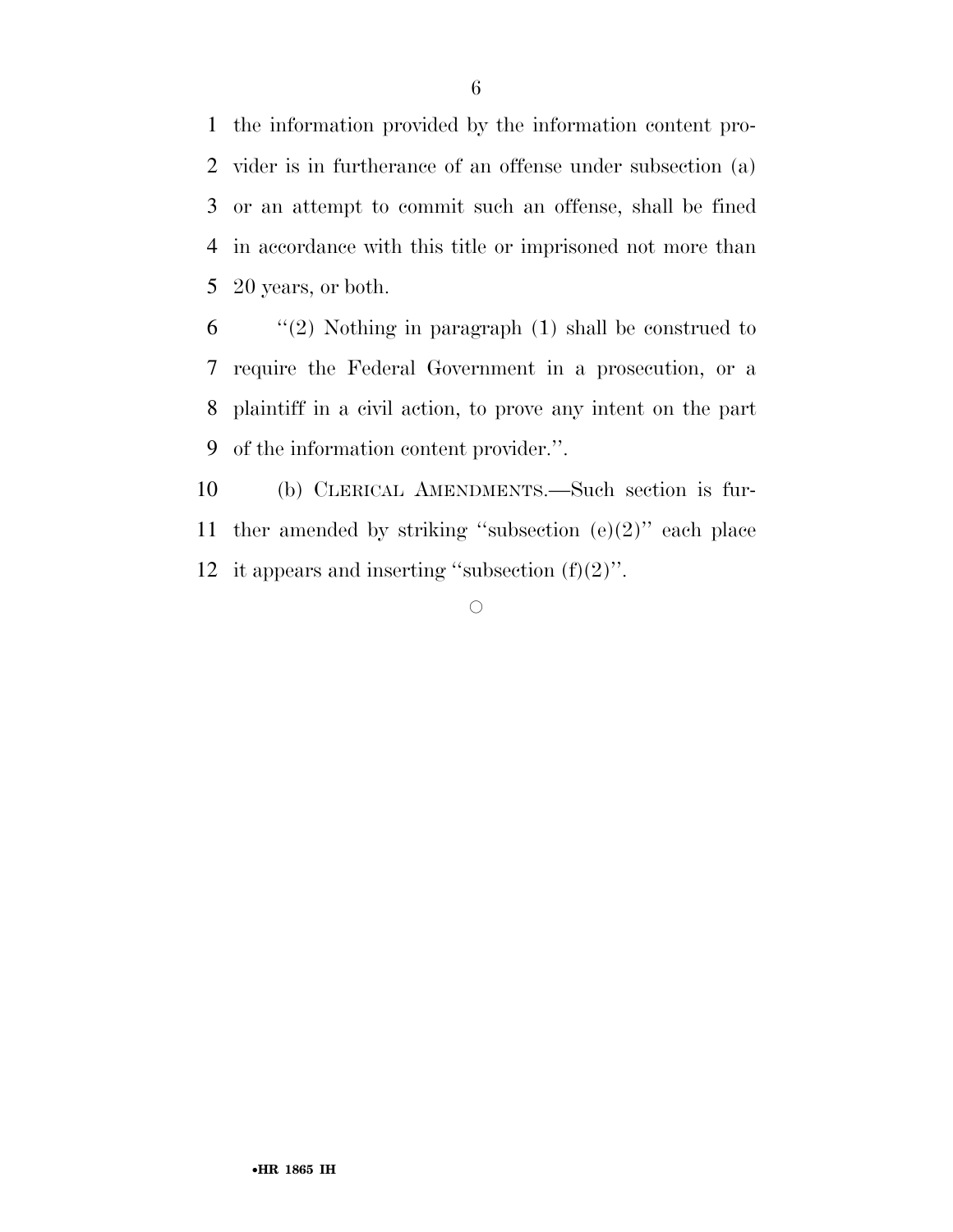the information provided by the information content provider is in furtherance of an offense under subsection (a) or an attempt to commit such an offense, shall be fined in accordance with this title or imprisoned not more than 20 years, or both.

''(2) Nothing in paragraph (1) shall be construed to require the Federal Government in a prosecution, or a plaintiff in a civil action, to prove any intent on the part of the information content provider.''.

(b) CLERICAL AMENDMENTS.—Such section is further amended by striking ''subsection (e)(2)'' each place it appears and inserting ''subsection (f)(2)''.